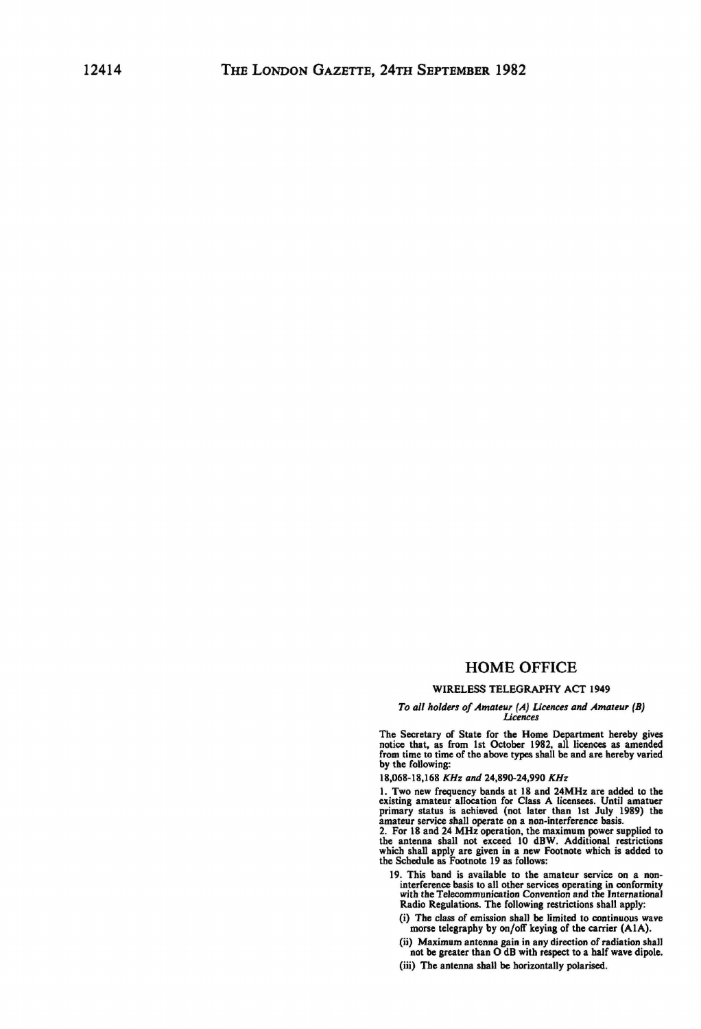# HOME OFFICE

## WIRELESS TELEGRAPHY ACT 1949

*To all holders of Amateur (A) Licences and Amateur (B) Licences*

The Secretary of State for the Home Department hereby gives notice that, as from 1st October 1982, all licences as amended from time to time of the above types shall be and are hereby varied by the following:

18,068-18,168 *KHz and* 24,890-24,990 *KHz*

1. Two new frequency bands at 18 and 24MHz are added to the existing amateur allocation for Class A licensees. Until amatuer primary status is achieved (not later than 1st July 1989) the amateur service shall operate on a non-interference basis.
2. For 18 and 24 MHz operation, the maximum power supplied to the antenna shall not exceed 10 dBW. Additional restrictions which shall apply are given in a new Footnote which is added to the Schedule as Footnote 19 as follows:

19. This band is available to the amateur service on a non-interference basis to all other services operating in conformity with the Telecommunication Convention and the International Radio Regulations. The following restrictions shall apply:

(i) The class of emission shall be limited to continuous wave morse telegraphy by on/off keying of the carrier (A1A).

(ii) Maximum antenna gain in any direction of radiation shall not be greater than O dB with respect to a half wave dipole.

(iii) The antenna shall be horizontally polarised.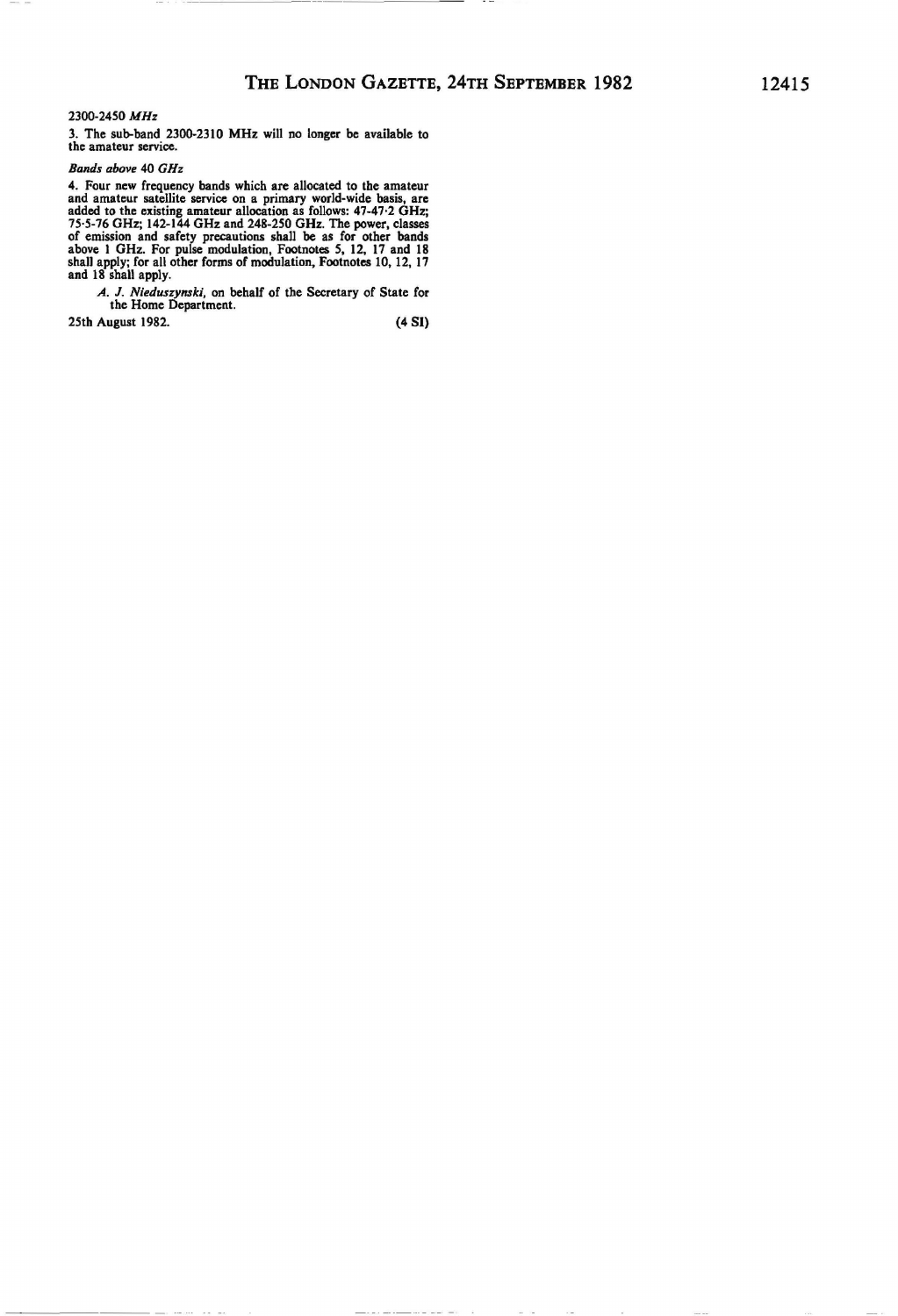2300-2450 *MHz*

3. The sub-band 2300-2310 MHz will no longer be available to the amateur service.

*Bands above* 40 *GHz*

4. Four new frequency bands which are allocated to the amateur and amateur satellite service on a primary world-wide basis, are added to the existing amateur allocation as follows: 47-47·2 GHz; 75·5-76 GHz; 142-144 GHz and 248-250 GHz. The power, classes of emission and safety precautions shall be as for other bands above 1 GHz. For pulse modulation, Footnotes 5, 12, 17 and 18 shall apply; for all other forms of modulation, Footnotes 10, 12, 17 and 18 shall apply.

*A. J. Nieduszynski*, on behalf of the Secretary of State for the Home Department.

25th August 1982. (4 SI)